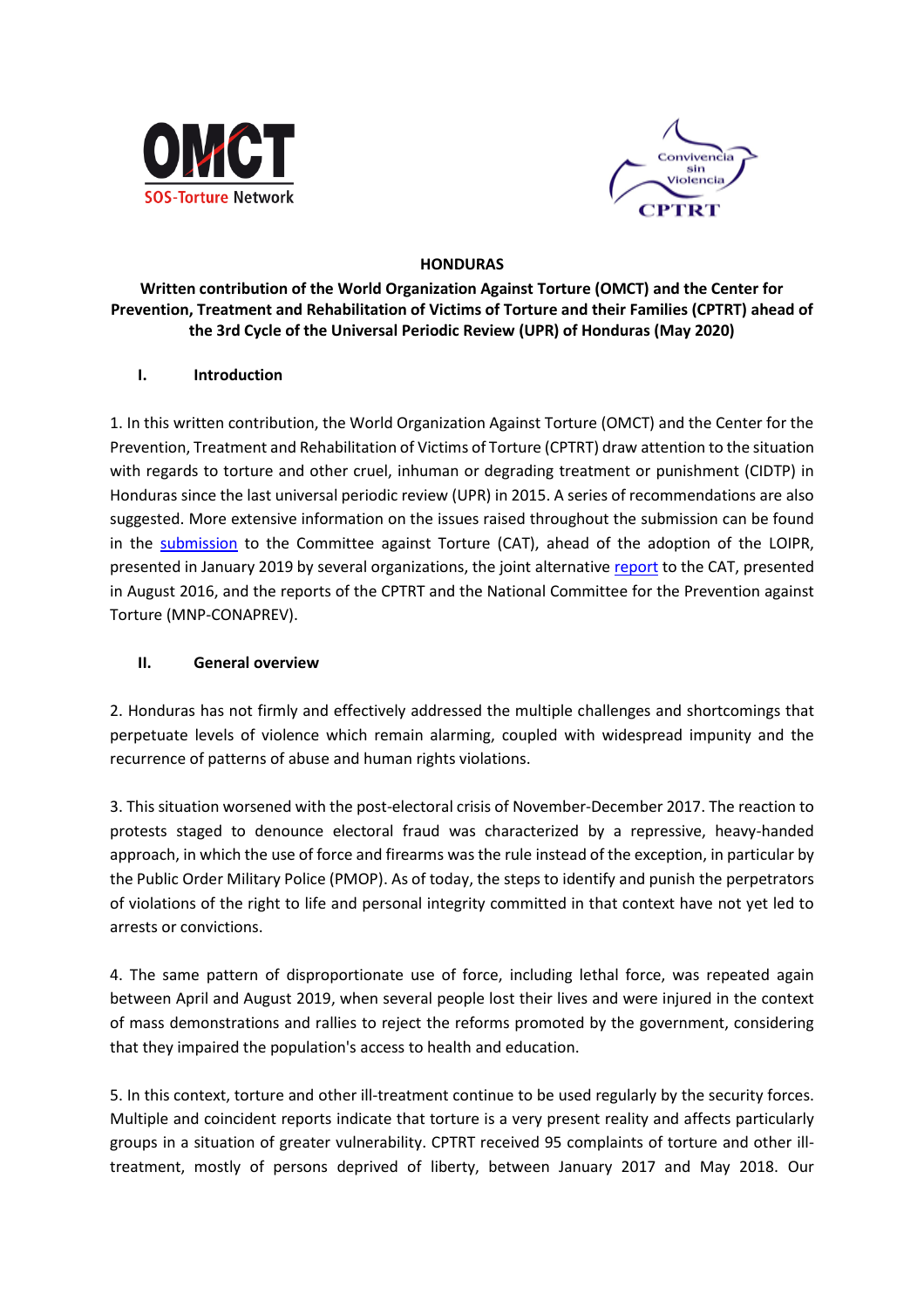**HONDURAS**

**Written contribution of the World Organization Against Torture (OMCT) and the Center for Prevention, Treatment and Rehabilitation of Victims of Torture and their Families (CPTRT) ahead of the 3rd Cycle of the Universal Periodic Review (UPR) of Honduras (May 2020)**

## I. Introduction

1. In this written contribution, the World Organization Against Torture (OMCT) and the Center for the Prevention, Treatment and Rehabilitation of Victims of Torture (CPTRT) draw attention to the situation with regards to torture and other cruel, inhuman or degrading treatment or punishment (CIDTP) in Honduras since the last universal periodic review (UPR) in 2015. A series of recommendations are also suggested. More extensive information on the issues raised throughout the submission can be found in the submission to the Committee against Torture (CAT), ahead of the adoption of the LOIPR, presented in January 2019 by several organizations, the joint alternative report to the CAT, presented in August 2016, and the reports of the CPTRT and the National Committee for the Prevention against Torture (MNP-CONAPREV).

## II. General overview

2. Honduras has not firmly and effectively addressed the multiple challenges and shortcomings that perpetuate levels of violence which remain alarming, coupled with widespread impunity and the recurrence of patterns of abuse and human rights violations.

3. This situation worsened with the post-electoral crisis of November-December 2017. The reaction to protests staged to denounce electoral fraud was characterized by a repressive, heavy-handed approach, in which the use of force and firearms was the rule instead of the exception, in particular by the Public Order Military Police (PMOP). As of today, the steps to identify and punish the perpetrators of violations of the right to life and personal integrity committed in that context have not yet led to arrests or convictions.

4. The same pattern of disproportionate use of force, including lethal force, was repeated again between April and August 2019, when several people lost their lives and were injured in the context of mass demonstrations and rallies to reject the reforms promoted by the government, considering that they impaired the population's access to health and education.

5. In this context, torture and other ill-treatment continue to be used regularly by the security forces. Multiple and coincident reports indicate that torture is a very present reality and affects particularly groups in a situation of greater vulnerability. CPTRT received 95 complaints of torture and other ill-treatment, mostly of persons deprived of liberty, between January 2017 and May 2018. Our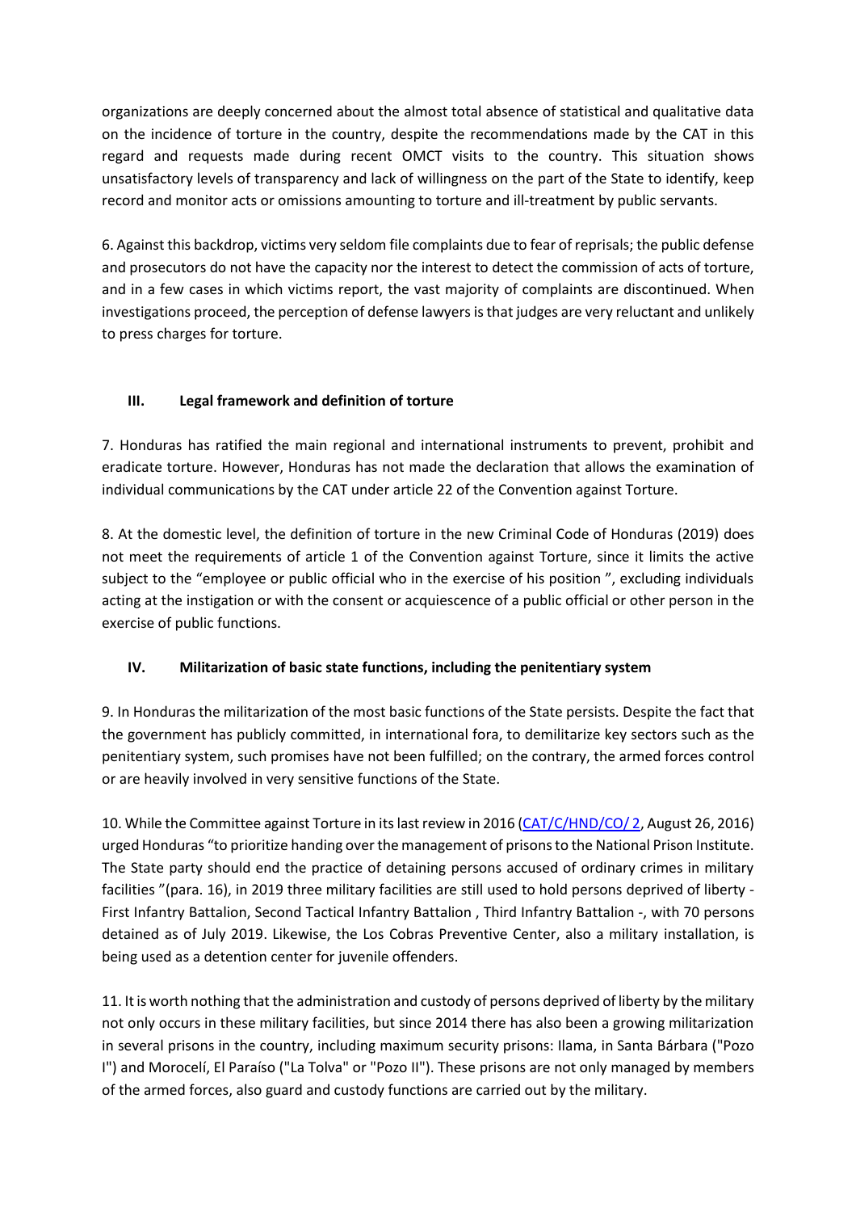organizations are deeply concerned about the almost total absence of statistical and qualitative data on the incidence of torture in the country, despite the recommendations made by the CAT in this regard and requests made during recent OMCT visits to the country. This situation shows unsatisfactory levels of transparency and lack of willingness on the part of the State to identify, keep record and monitor acts or omissions amounting to torture and ill-treatment by public servants.

6. Against this backdrop, victims very seldom file complaints due to fear of reprisals; the public defense and prosecutors do not have the capacity nor the interest to detect the commission of acts of torture, and in a few cases in which victims report, the vast majority of complaints are discontinued. When investigations proceed, the perception of defense lawyers is that judges are very reluctant and unlikely to press charges for torture.

## III. Legal framework and definition of torture

7. Honduras has ratified the main regional and international instruments to prevent, prohibit and eradicate torture. However, Honduras has not made the declaration that allows the examination of individual communications by the CAT under article 22 of the Convention against Torture.

8. At the domestic level, the definition of torture in the new Criminal Code of Honduras (2019) does not meet the requirements of article 1 of the Convention against Torture, since it limits the active subject to the "employee or public official who in the exercise of his position ", excluding individuals acting at the instigation or with the consent or acquiescence of a public official or other person in the exercise of public functions.

## IV. Militarization of basic state functions, including the penitentiary system

9. In Honduras the militarization of the most basic functions of the State persists. Despite the fact that the government has publicly committed, in international fora, to demilitarize key sectors such as the penitentiary system, such promises have not been fulfilled; on the contrary, the armed forces control or are heavily involved in very sensitive functions of the State.

10. While the Committee against Torture in its last review in 2016 (CAT/C/HND/CO/ 2, August 26, 2016) urged Honduras "to prioritize handing over the management of prisons to the National Prison Institute. The State party should end the practice of detaining persons accused of ordinary crimes in military facilities "(para. 16), in 2019 three military facilities are still used to hold persons deprived of liberty - First Infantry Battalion, Second Tactical Infantry Battalion , Third Infantry Battalion -, with 70 persons detained as of July 2019. Likewise, the Los Cobras Preventive Center, also a military installation, is being used as a detention center for juvenile offenders.

11. It is worth nothing that the administration and custody of persons deprived of liberty by the military not only occurs in these military facilities, but since 2014 there has also been a growing militarization in several prisons in the country, including maximum security prisons: Ilama, in Santa Bárbara ("Pozo I") and Morocelí, El Paraíso ("La Tolva" or "Pozo II"). These prisons are not only managed by members of the armed forces, also guard and custody functions are carried out by the military.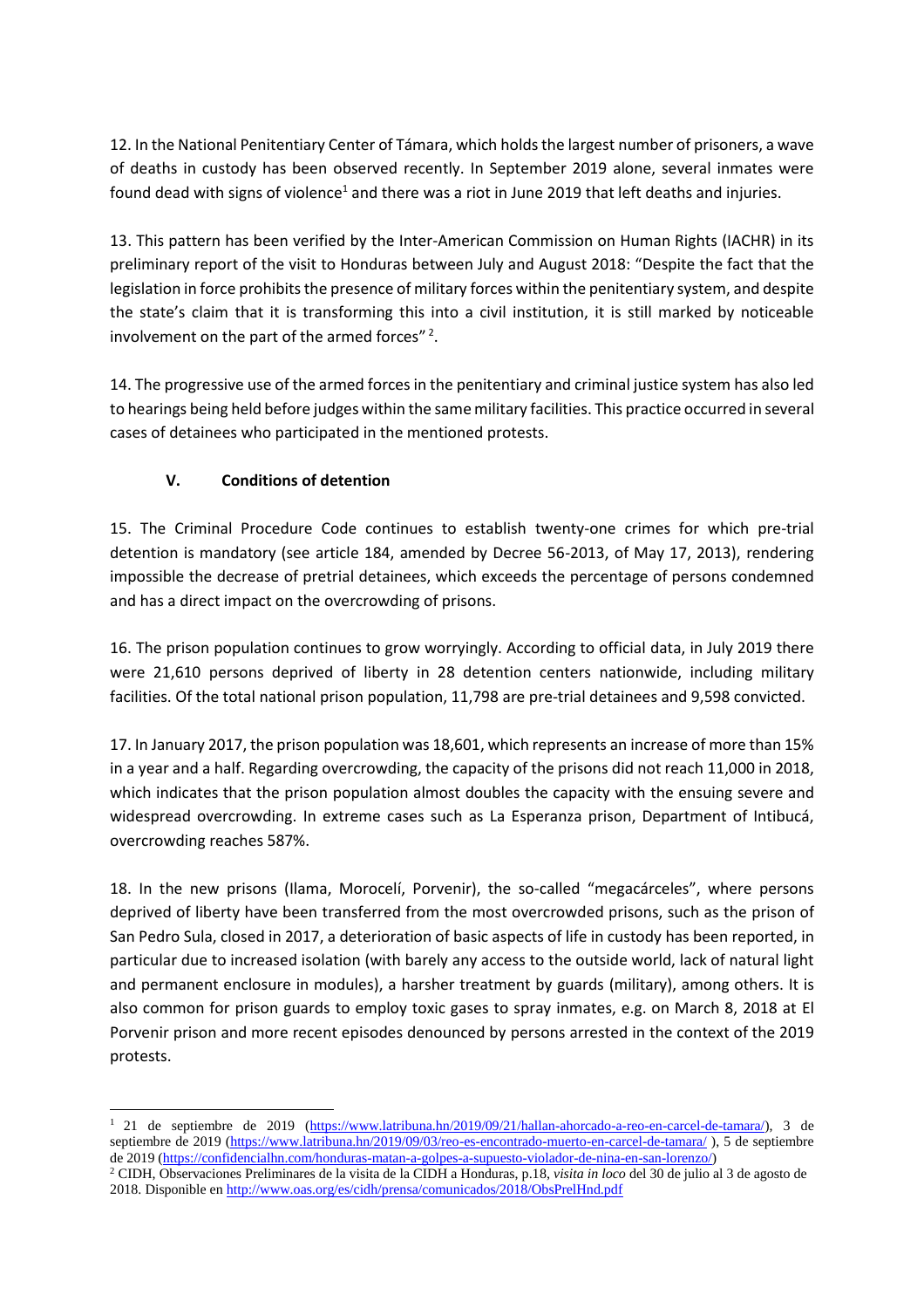12. In the National Penitentiary Center of Támara, which holds the largest number of prisoners, a wave of deaths in custody has been observed recently. In September 2019 alone, several inmates were found dead with signs of violence[1] and there was a riot in June 2019 that left deaths and injuries.

13. This pattern has been verified by the Inter-American Commission on Human Rights (IACHR) in its preliminary report of the visit to Honduras between July and August 2018: "Despite the fact that the legislation in force prohibits the presence of military forces within the penitentiary system, and despite the state's claim that it is transforming this into a civil institution, it is still marked by noticeable involvement on the part of the armed forces" [2].

14. The progressive use of the armed forces in the penitentiary and criminal justice system has also led to hearings being held before judges within the same military facilities. This practice occurred in several cases of detainees who participated in the mentioned protests.

## V. Conditions of detention

15. The Criminal Procedure Code continues to establish twenty-one crimes for which pre-trial detention is mandatory (see article 184, amended by Decree 56-2013, of May 17, 2013), rendering impossible the decrease of pretrial detainees, which exceeds the percentage of persons condemned and has a direct impact on the overcrowding of prisons.

16. The prison population continues to grow worryingly. According to official data, in July 2019 there were 21,610 persons deprived of liberty in 28 detention centers nationwide, including military facilities. Of the total national prison population, 11,798 are pre-trial detainees and 9,598 convicted.

17. In January 2017, the prison population was 18,601, which represents an increase of more than 15% in a year and a half. Regarding overcrowding, the capacity of the prisons did not reach 11,000 in 2018, which indicates that the prison population almost doubles the capacity with the ensuing severe and widespread overcrowding. In extreme cases such as La Esperanza prison, Department of Intibucá, overcrowding reaches 587%.

18. In the new prisons (Ilama, Morocelí, Porvenir), the so-called "megacárceles", where persons deprived of liberty have been transferred from the most overcrowded prisons, such as the prison of San Pedro Sula, closed in 2017, a deterioration of basic aspects of life in custody has been reported, in particular due to increased isolation (with barely any access to the outside world, lack of natural light and permanent enclosure in modules), a harsher treatment by guards (military), among others. It is also common for prison guards to employ toxic gases to spray inmates, e.g. on March 8, 2018 at El Porvenir prison and more recent episodes denounced by persons arrested in the context of the 2019 protests.

---

[1] 21 de septiembre de 2019 (https://www.latribuna.hn/2019/09/21/hallan-ahorcado-a-reo-en-carcel-de-tamara/), 3 de septiembre de 2019 (https://www.latribuna.hn/2019/09/03/reo-es-encontrado-muerto-en-carcel-de-tamara/ ), 5 de septiembre de 2019 (https://confidencialhn.com/honduras-matan-a-golpes-a-supuesto-violador-de-nina-en-san-lorenzo/)

[2] CIDH, Observaciones Preliminares de la visita de la CIDH a Honduras, p.18, *visita in loco* del 30 de julio al 3 de agosto de 2018. Disponible en http://www.oas.org/es/cidh/prensa/comunicados/2018/ObsPrelHnd.pdf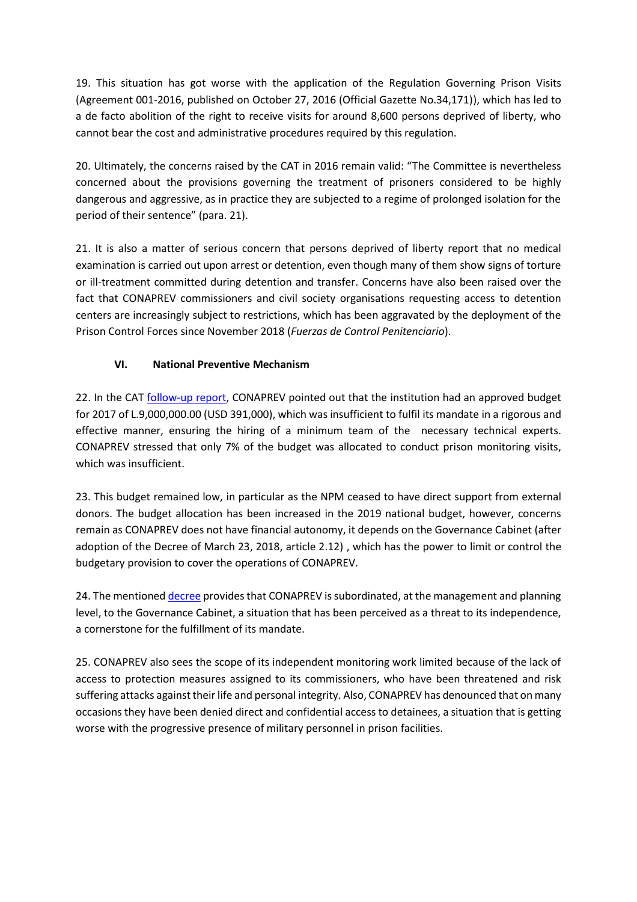19. This situation has got worse with the application of the Regulation Governing Prison Visits (Agreement 001-2016, published on October 27, 2016 (Official Gazette No.34,171)), which has led to a de facto abolition of the right to receive visits for around 8,600 persons deprived of liberty, who cannot bear the cost and administrative procedures required by this regulation.

20. Ultimately, the concerns raised by the CAT in 2016 remain valid: "The Committee is nevertheless concerned about the provisions governing the treatment of prisoners considered to be highly dangerous and aggressive, as in practice they are subjected to a regime of prolonged isolation for the period of their sentence" (para. 21).

21. It is also a matter of serious concern that persons deprived of liberty report that no medical examination is carried out upon arrest or detention, even though many of them show signs of torture or ill-treatment committed during detention and transfer. Concerns have also been raised over the fact that CONAPREV commissioners and civil society organisations requesting access to detention centers are increasingly subject to restrictions, which has been aggravated by the deployment of the Prison Control Forces since November 2018 (*Fuerzas de Control Penitenciario*).

## VI. National Preventive Mechanism

22. In the CAT follow-up report, CONAPREV pointed out that the institution had an approved budget for 2017 of L.9,000,000.00 (USD 391,000), which was insufficient to fulfil its mandate in a rigorous and effective manner, ensuring the hiring of a minimum team of the necessary technical experts. CONAPREV stressed that only 7% of the budget was allocated to conduct prison monitoring visits, which was insufficient.

23. This budget remained low, in particular as the NPM ceased to have direct support from external donors. The budget allocation has been increased in the 2019 national budget, however, concerns remain as CONAPREV does not have financial autonomy, it depends on the Governance Cabinet (after adoption of the Decree of March 23, 2018, article 2.12) , which has the power to limit or control the budgetary provision to cover the operations of CONAPREV.

24. The mentioned decree provides that CONAPREV is subordinated, at the management and planning level, to the Governance Cabinet, a situation that has been perceived as a threat to its independence, a cornerstone for the fulfillment of its mandate.

25. CONAPREV also sees the scope of its independent monitoring work limited because of the lack of access to protection measures assigned to its commissioners, who have been threatened and risk suffering attacks against their life and personal integrity. Also, CONAPREV has denounced that on many occasions they have been denied direct and confidential access to detainees, a situation that is getting worse with the progressive presence of military personnel in prison facilities.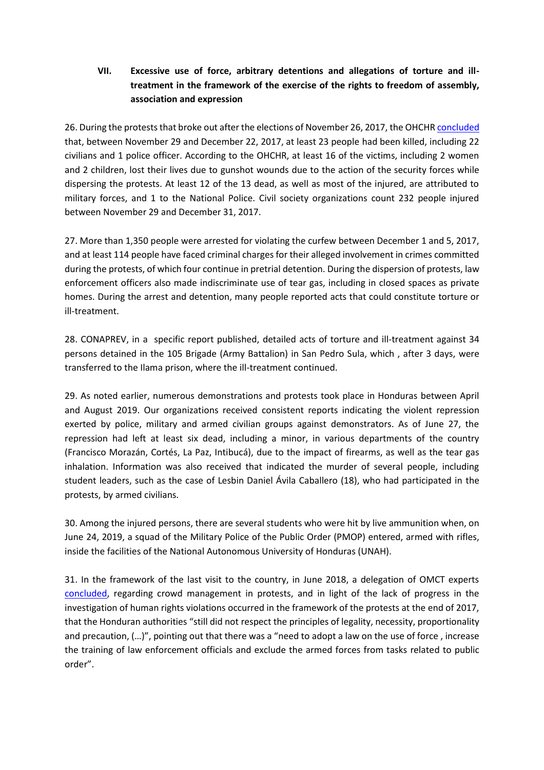## VII. Excessive use of force, arbitrary detentions and allegations of torture and ill-treatment in the framework of the exercise of the rights to freedom of assembly, association and expression

26. During the protests that broke out after the elections of November 26, 2017, the OHCHR concluded that, between November 29 and December 22, 2017, at least 23 people had been killed, including 22 civilians and 1 police officer. According to the OHCHR, at least 16 of the victims, including 2 women and 2 children, lost their lives due to gunshot wounds due to the action of the security forces while dispersing the protests. At least 12 of the 13 dead, as well as most of the injured, are attributed to military forces, and 1 to the National Police. Civil society organizations count 232 people injured between November 29 and December 31, 2017.

27. More than 1,350 people were arrested for violating the curfew between December 1 and 5, 2017, and at least 114 people have faced criminal charges for their alleged involvement in crimes committed during the protests, of which four continue in pretrial detention. During the dispersion of protests, law enforcement officers also made indiscriminate use of tear gas, including in closed spaces as private homes. During the arrest and detention, many people reported acts that could constitute torture or ill-treatment.

28. CONAPREV, in a specific report published, detailed acts of torture and ill-treatment against 34 persons detained in the 105 Brigade (Army Battalion) in San Pedro Sula, which , after 3 days, were transferred to the Ilama prison, where the ill-treatment continued.

29. As noted earlier, numerous demonstrations and protests took place in Honduras between April and August 2019. Our organizations received consistent reports indicating the violent repression exerted by police, military and armed civilian groups against demonstrators. As of June 27, the repression had left at least six dead, including a minor, in various departments of the country (Francisco Morazán, Cortés, La Paz, Intibucá), due to the impact of firearms, as well as the tear gas inhalation. Information was also received that indicated the murder of several people, including student leaders, such as the case of Lesbin Daniel Ávila Caballero (18), who had participated in the protests, by armed civilians.

30. Among the injured persons, there are several students who were hit by live ammunition when, on June 24, 2019, a squad of the Military Police of the Public Order (PMOP) entered, armed with rifles, inside the facilities of the National Autonomous University of Honduras (UNAH).

31. In the framework of the last visit to the country, in June 2018, a delegation of OMCT experts concluded, regarding crowd management in protests, and in light of the lack of progress in the investigation of human rights violations occurred in the framework of the protests at the end of 2017, that the Honduran authorities "still did not respect the principles of legality, necessity, proportionality and precaution, (…)", pointing out that there was a "need to adopt a law on the use of force , increase the training of law enforcement officials and exclude the armed forces from tasks related to public order".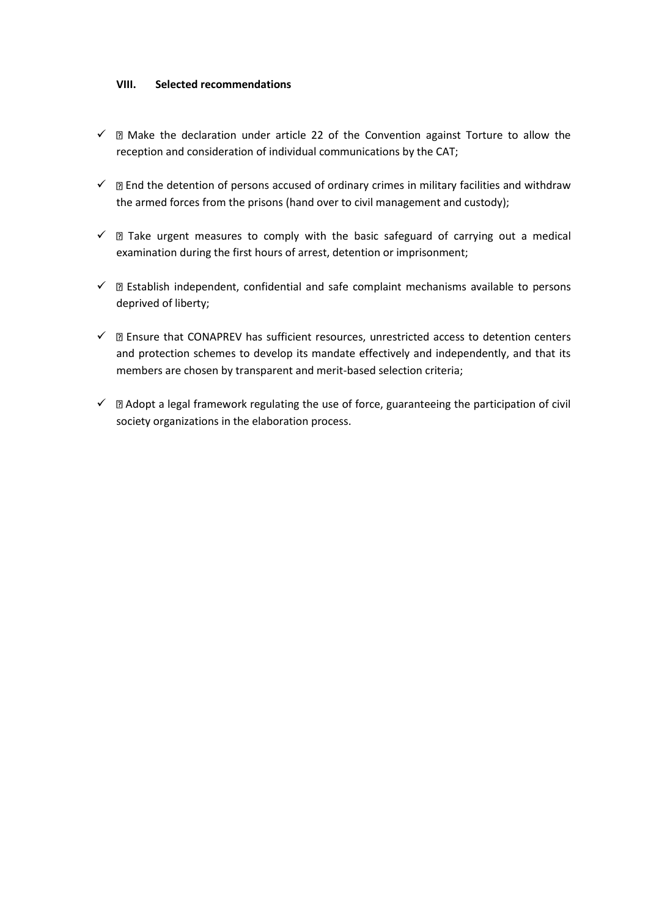## VIII. Selected recommendations

- ✓ Make the declaration under article 22 of the Convention against Torture to allow the reception and consideration of individual communications by the CAT;
- ✓ End the detention of persons accused of ordinary crimes in military facilities and withdraw the armed forces from the prisons (hand over to civil management and custody);
- ✓ Take urgent measures to comply with the basic safeguard of carrying out a medical examination during the first hours of arrest, detention or imprisonment;
- ✓ Establish independent, confidential and safe complaint mechanisms available to persons deprived of liberty;
- ✓ Ensure that CONAPREV has sufficient resources, unrestricted access to detention centers and protection schemes to develop its mandate effectively and independently, and that its members are chosen by transparent and merit-based selection criteria;
- ✓ Adopt a legal framework regulating the use of force, guaranteeing the participation of civil society organizations in the elaboration process.